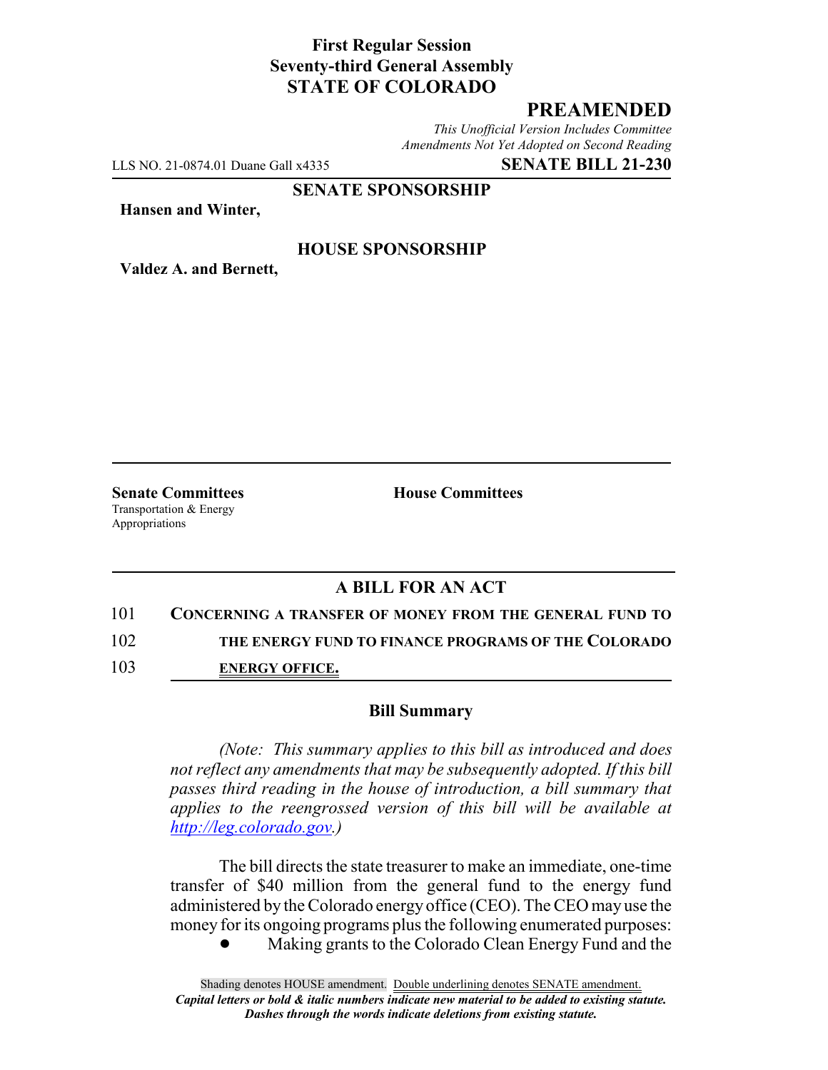**First Regular Session**
**Seventy-third General Assembly**
**STATE OF COLORADO**

## PREAMENDED

*This Unofficial Version Includes Committee Amendments Not Yet Adopted on Second Reading*

LLS NO. 21-0874.01 Duane Gall x4335 **SENATE BILL 21-230**

**SENATE SPONSORSHIP**

**Hansen and Winter,**

**HOUSE SPONSORSHIP**

**Valdez A. and Bernett,**

**Senate Committees**
Transportation & Energy
Appropriations

**House Committees**

### A BILL FOR AN ACT

101 **CONCERNING A TRANSFER OF MONEY FROM THE GENERAL FUND TO**
102 **THE ENERGY FUND TO FINANCE PROGRAMS OF THE COLORADO**
103 **ENERGY OFFICE.**

### Bill Summary

*(Note: This summary applies to this bill as introduced and does not reflect any amendments that may be subsequently adopted. If this bill passes third reading in the house of introduction, a bill summary that applies to the reengrossed version of this bill will be available at http://leg.colorado.gov.)*

The bill directs the state treasurer to make an immediate, one-time transfer of $40 million from the general fund to the energy fund administered by the Colorado energy office (CEO). The CEO may use the money for its ongoing programs plus the following enumerated purposes:

- Making grants to the Colorado Clean Energy Fund and the

Shading denotes HOUSE amendment. Double underlining denotes SENATE amendment.
*Capital letters or bold & italic numbers indicate new material to be added to existing statute.*
*Dashes through the words indicate deletions from existing statute.*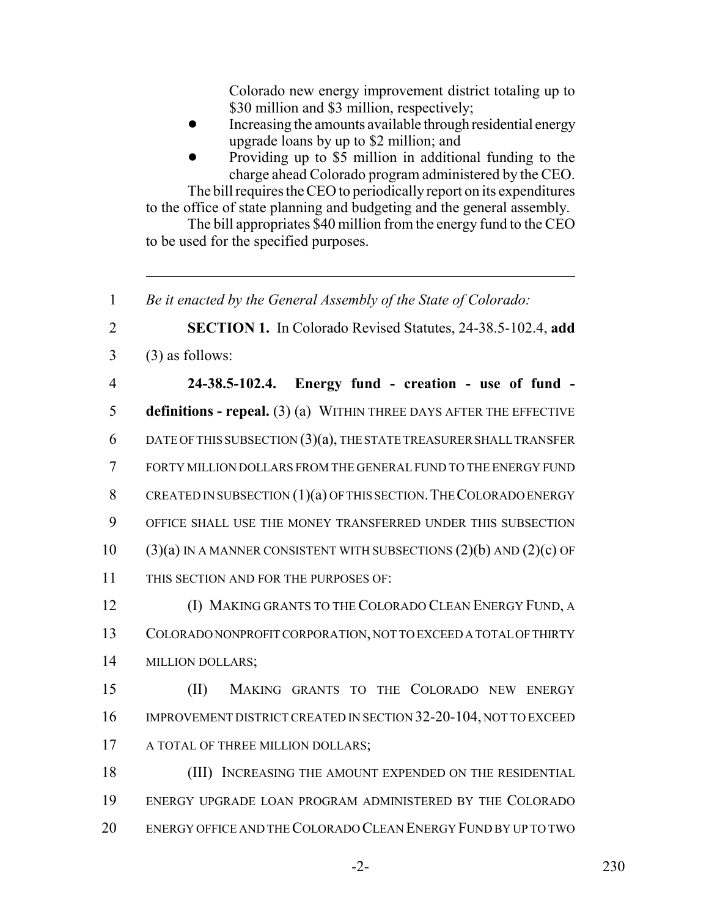Colorado new energy improvement district totaling up to $30 million and $3 million, respectively;

- Increasing the amounts available through residential energy upgrade loans by up to $2 million; and
- Providing up to $5 million in additional funding to the charge ahead Colorado program administered by the CEO.

The bill requires the CEO to periodically report on its expenditures to the office of state planning and budgeting and the general assembly.

The bill appropriates $40 million from the energy fund to the CEO to be used for the specified purposes.

---

1 *Be it enacted by the General Assembly of the State of Colorado:*

2 **SECTION 1.** In Colorado Revised Statutes, 24-38.5-102.4, **add**
3 (3) as follows:

4 **24-38.5-102.4. Energy fund - creation - use of fund -**
5 **definitions - repeal.** (3) (a) WITHIN THREE DAYS AFTER THE EFFECTIVE
6 DATE OF THIS SUBSECTION (3)(a), THE STATE TREASURER SHALL TRANSFER
7 FORTY MILLION DOLLARS FROM THE GENERAL FUND TO THE ENERGY FUND
8 CREATED IN SUBSECTION (1)(a) OF THIS SECTION. THE COLORADO ENERGY
9 OFFICE SHALL USE THE MONEY TRANSFERRED UNDER THIS SUBSECTION
10 (3)(a) IN A MANNER CONSISTENT WITH SUBSECTIONS (2)(b) AND (2)(c) OF
11 THIS SECTION AND FOR THE PURPOSES OF:

12 (I) MAKING GRANTS TO THE COLORADO CLEAN ENERGY FUND, A
13 COLORADO NONPROFIT CORPORATION, NOT TO EXCEED A TOTAL OF THIRTY
14 MILLION DOLLARS;

15 (II) MAKING GRANTS TO THE COLORADO NEW ENERGY
16 IMPROVEMENT DISTRICT CREATED IN SECTION 32-20-104, NOT TO EXCEED
17 A TOTAL OF THREE MILLION DOLLARS;

18 (III) INCREASING THE AMOUNT EXPENDED ON THE RESIDENTIAL
19 ENERGY UPGRADE LOAN PROGRAM ADMINISTERED BY THE COLORADO
20 ENERGY OFFICE AND THE COLORADO CLEAN ENERGY FUND BY UP TO TWO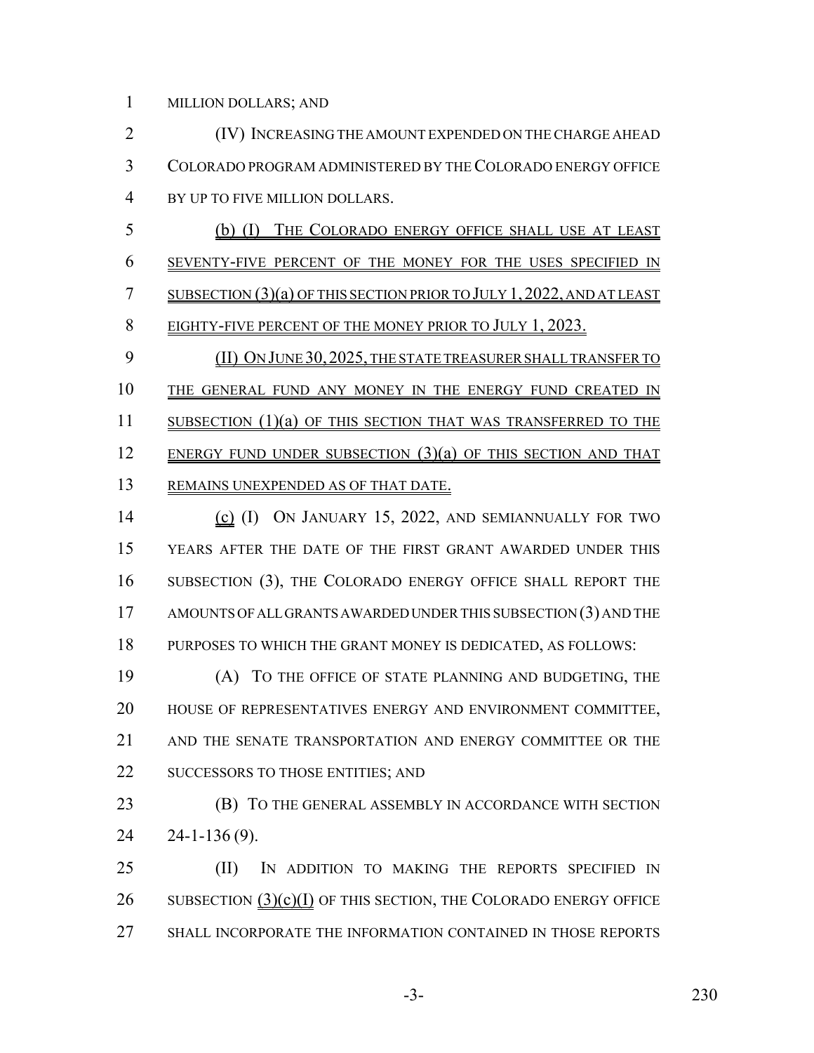MILLION DOLLARS; AND

(IV) INCREASING THE AMOUNT EXPENDED ON THE CHARGE AHEAD COLORADO PROGRAM ADMINISTERED BY THE COLORADO ENERGY OFFICE BY UP TO FIVE MILLION DOLLARS.

(b) (I) THE COLORADO ENERGY OFFICE SHALL USE AT LEAST SEVENTY-FIVE PERCENT OF THE MONEY FOR THE USES SPECIFIED IN SUBSECTION (3)(a) OF THIS SECTION PRIOR TO JULY 1, 2022, AND AT LEAST EIGHTY-FIVE PERCENT OF THE MONEY PRIOR TO JULY 1, 2023.

(II) ON JUNE 30, 2025, THE STATE TREASURER SHALL TRANSFER TO THE GENERAL FUND ANY MONEY IN THE ENERGY FUND CREATED IN SUBSECTION (1)(a) OF THIS SECTION THAT WAS TRANSFERRED TO THE ENERGY FUND UNDER SUBSECTION (3)(a) OF THIS SECTION AND THAT REMAINS UNEXPENDED AS OF THAT DATE.

(c) (I) ON JANUARY 15, 2022, AND SEMIANNUALLY FOR TWO YEARS AFTER THE DATE OF THE FIRST GRANT AWARDED UNDER THIS SUBSECTION (3), THE COLORADO ENERGY OFFICE SHALL REPORT THE AMOUNTS OF ALL GRANTS AWARDED UNDER THIS SUBSECTION (3) AND THE PURPOSES TO WHICH THE GRANT MONEY IS DEDICATED, AS FOLLOWS:

(A) TO THE OFFICE OF STATE PLANNING AND BUDGETING, THE HOUSE OF REPRESENTATIVES ENERGY AND ENVIRONMENT COMMITTEE, AND THE SENATE TRANSPORTATION AND ENERGY COMMITTEE OR THE SUCCESSORS TO THOSE ENTITIES; AND

(B) TO THE GENERAL ASSEMBLY IN ACCORDANCE WITH SECTION 24-1-136 (9).

(II) IN ADDITION TO MAKING THE REPORTS SPECIFIED IN SUBSECTION (3)(c)(I) OF THIS SECTION, THE COLORADO ENERGY OFFICE SHALL INCORPORATE THE INFORMATION CONTAINED IN THOSE REPORTS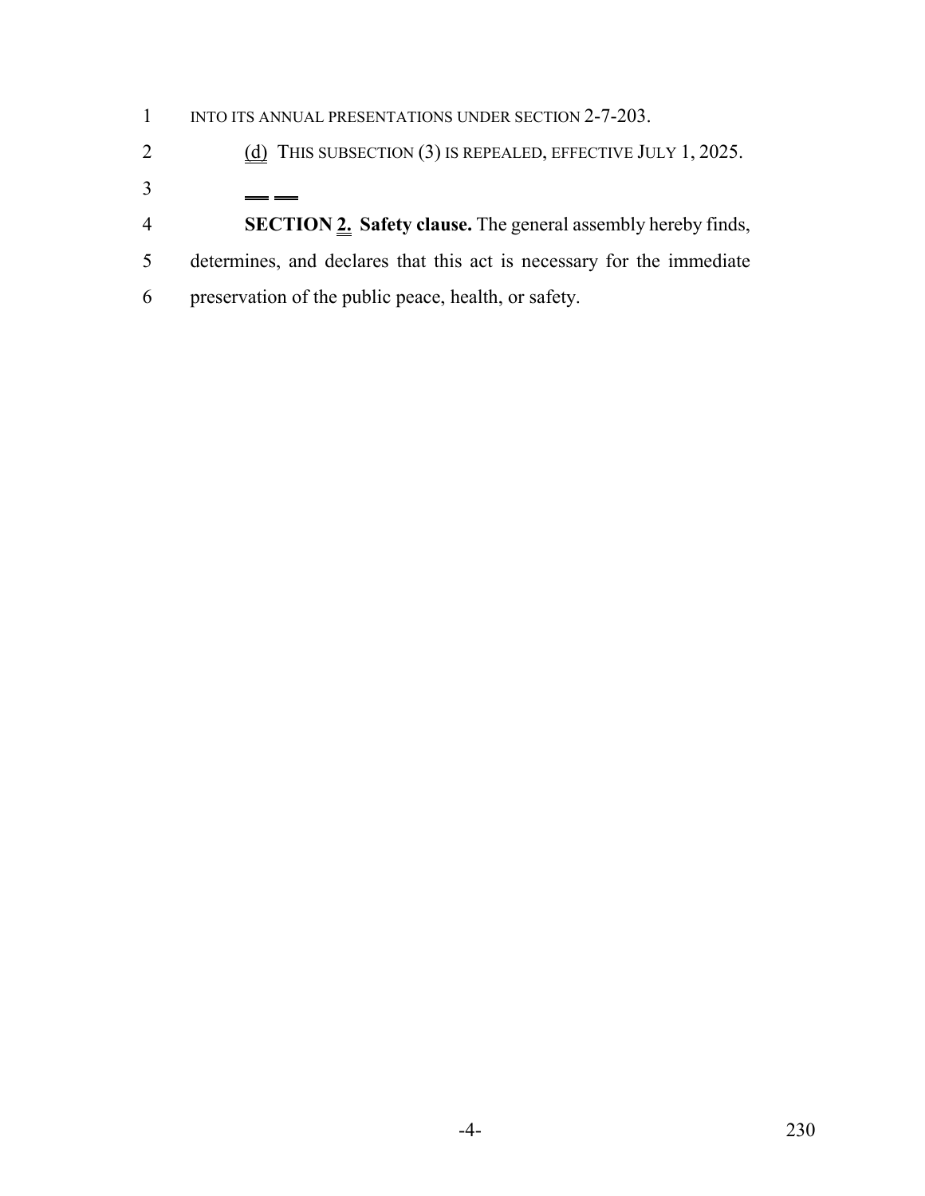1 INTO ITS ANNUAL PRESENTATIONS UNDER SECTION 2-7-203.

2 (d) THIS SUBSECTION (3) IS REPEALED, EFFECTIVE JULY 1, 2025.

3

4 **SECTION 2. Safety clause.** The general assembly hereby finds,

5 determines, and declares that this act is necessary for the immediate

6 preservation of the public peace, health, or safety.